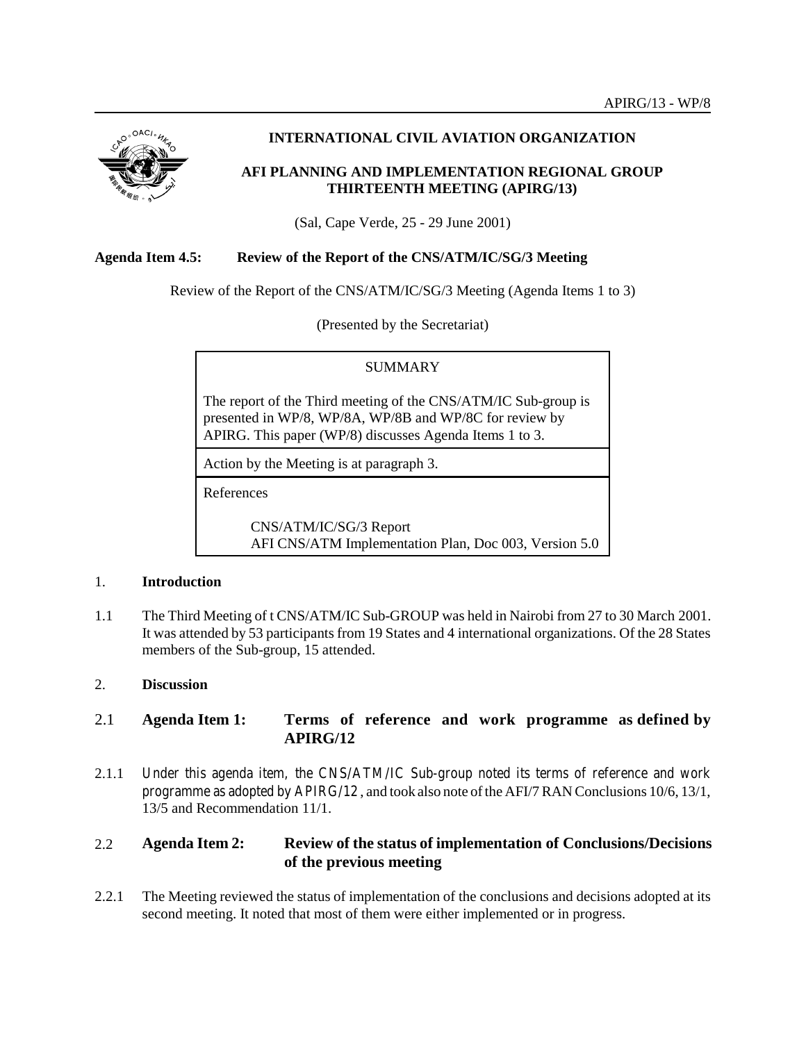APIRG/13 - WP/8

**INTERNATIONAL CIVIL AVIATION ORGANIZATION**

**AFI PLANNING AND IMPLEMENTATION REGIONAL GROUP THIRTEENTH MEETING (APIRG/13)**

(Sal, Cape Verde, 25 - 29 June 2001)

**Agenda Item 4.5: Review of the Report of the CNS/ATM/IC/SG/3 Meeting**

Review of the Report of the CNS/ATM/IC/SG/3 Meeting (Agenda Items 1 to 3)

(Presented by the Secretariat)

| SUMMARY |
|---|
| The report of the Third meeting of the CNS/ATM/IC Sub-group is presented in WP/8, WP/8A, WP/8B and WP/8C for review by APIRG. This paper (WP/8) discusses Agenda Items 1 to 3. |
| Action by the Meeting is at paragraph 3. |
| References<br><br>CNS/ATM/IC/SG/3 Report<br>AFI CNS/ATM Implementation Plan, Doc 003, Version 5.0 |

## 1. Introduction

1.1 The Third Meeting of t CNS/ATM/IC Sub-GROUP was held in Nairobi from 27 to 30 March 2001. It was attended by 53 participants from 19 States and 4 international organizations. Of the 28 States members of the Sub-group, 15 attended.

## 2. Discussion

### 2.1 Agenda Item 1: Terms of reference and work programme as defined by APIRG/12

2.1.1 Under this agenda item, the CNS/ATM/IC Sub-group noted its terms of reference and work programme as adopted by APIRG/12, and took also note of the AFI/7 RAN Conclusions 10/6, 13/1, 13/5 and Recommendation 11/1.

### 2.2 Agenda Item 2: Review of the status of implementation of Conclusions/Decisions of the previous meeting

2.2.1 The Meeting reviewed the status of implementation of the conclusions and decisions adopted at its second meeting. It noted that most of them were either implemented or in progress.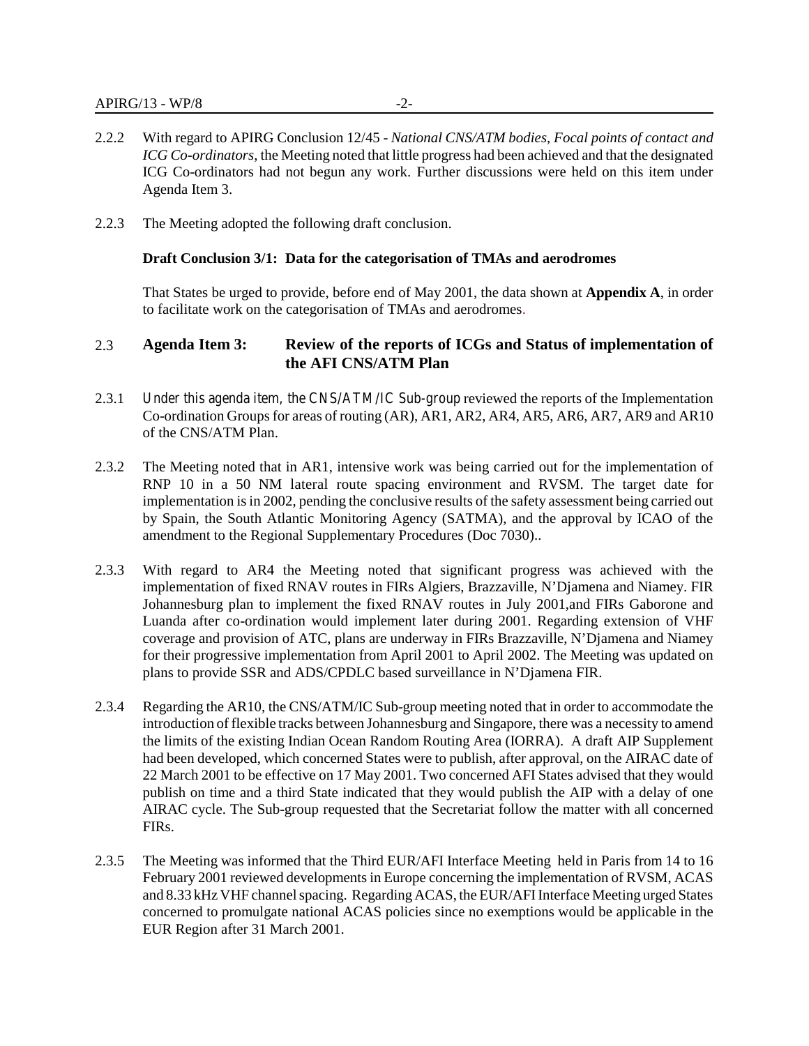2.2.2 With regard to APIRG Conclusion 12/45 - *National CNS/ATM bodies, Focal points of contact and ICG Co-ordinators*, the Meeting noted that little progress had been achieved and that the designated ICG Co-ordinators had not begun any work. Further discussions were held on this item under Agenda Item 3.

2.2.3 The Meeting adopted the following draft conclusion.

**Draft Conclusion 3/1: Data for the categorisation of TMAs and aerodromes**

That States be urged to provide, before end of May 2001, the data shown at **Appendix A**, in order to facilitate work on the categorisation of TMAs and aerodromes.

## 2.3 Agenda Item 3: Review of the reports of ICGs and Status of implementation of the AFI CNS/ATM Plan

2.3.1 Under this agenda item, the CNS/ATM/IC Sub-group reviewed the reports of the Implementation Co-ordination Groups for areas of routing (AR), AR1, AR2, AR4, AR5, AR6, AR7, AR9 and AR10 of the CNS/ATM Plan.

2.3.2 The Meeting noted that in AR1, intensive work was being carried out for the implementation of RNP 10 in a 50 NM lateral route spacing environment and RVSM. The target date for implementation is in 2002, pending the conclusive results of the safety assessment being carried out by Spain, the South Atlantic Monitoring Agency (SATMA), and the approval by ICAO of the amendment to the Regional Supplementary Procedures (Doc 7030)..

2.3.3 With regard to AR4 the Meeting noted that significant progress was achieved with the implementation of fixed RNAV routes in FIRs Algiers, Brazzaville, N'Djamena and Niamey. FIR Johannesburg plan to implement the fixed RNAV routes in July 2001,and FIRs Gaborone and Luanda after co-ordination would implement later during 2001. Regarding extension of VHF coverage and provision of ATC, plans are underway in FIRs Brazzaville, N'Djamena and Niamey for their progressive implementation from April 2001 to April 2002. The Meeting was updated on plans to provide SSR and ADS/CPDLC based surveillance in N'Djamena FIR.

2.3.4 Regarding the AR10, the CNS/ATM/IC Sub-group meeting noted that in order to accommodate the introduction of flexible tracks between Johannesburg and Singapore, there was a necessity to amend the limits of the existing Indian Ocean Random Routing Area (IORRA). A draft AIP Supplement had been developed, which concerned States were to publish, after approval, on the AIRAC date of 22 March 2001 to be effective on 17 May 2001. Two concerned AFI States advised that they would publish on time and a third State indicated that they would publish the AIP with a delay of one AIRAC cycle. The Sub-group requested that the Secretariat follow the matter with all concerned FIRs.

2.3.5 The Meeting was informed that the Third EUR/AFI Interface Meeting held in Paris from 14 to 16 February 2001 reviewed developments in Europe concerning the implementation of RVSM, ACAS and 8.33 kHz VHF channel spacing. Regarding ACAS, the EUR/AFI Interface Meeting urged States concerned to promulgate national ACAS policies since no exemptions would be applicable in the EUR Region after 31 March 2001.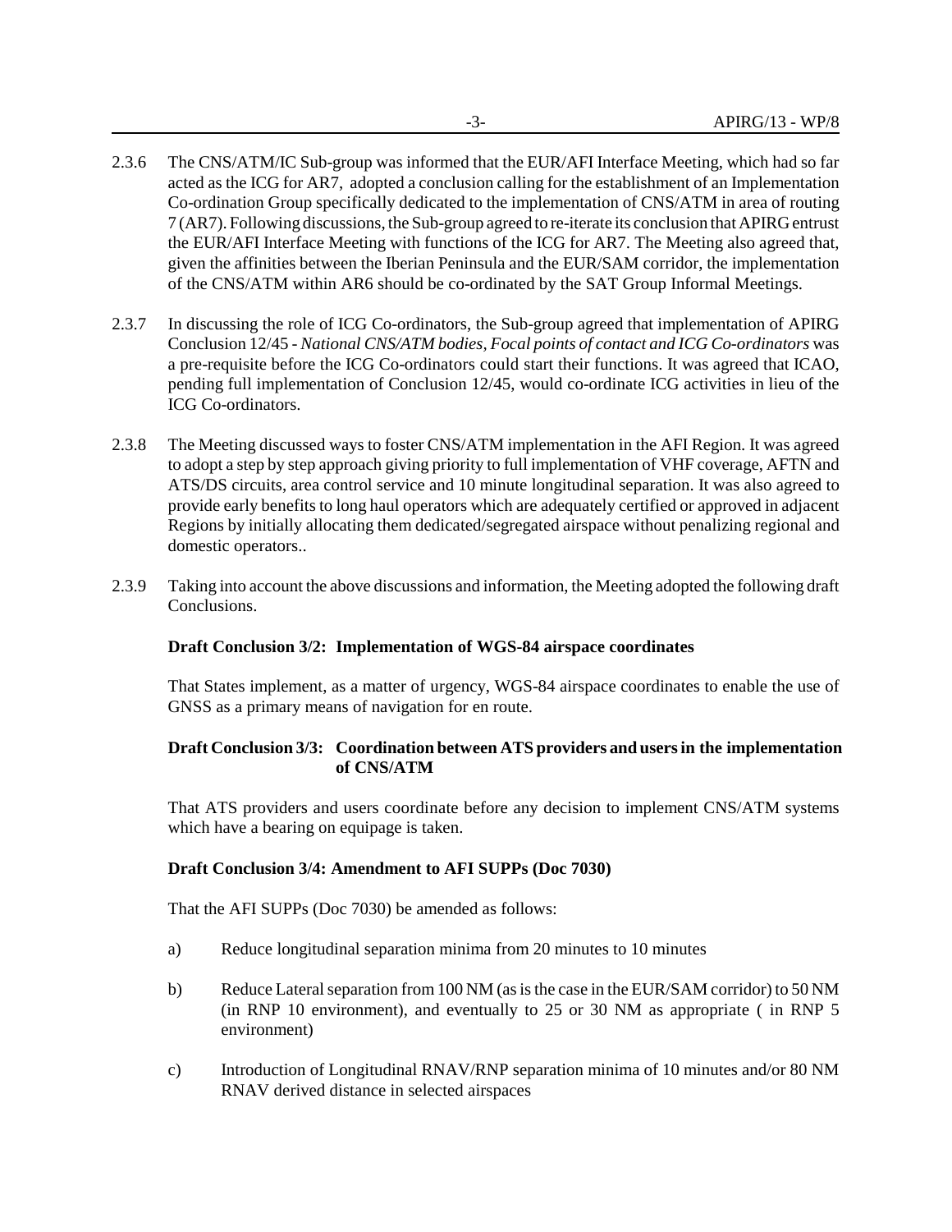2.3.6 The CNS/ATM/IC Sub-group was informed that the EUR/AFI Interface Meeting, which had so far acted as the ICG for AR7, adopted a conclusion calling for the establishment of an Implementation Co-ordination Group specifically dedicated to the implementation of CNS/ATM in area of routing 7 (AR7). Following discussions, the Sub-group agreed to re-iterate its conclusion that APIRG entrust the EUR/AFI Interface Meeting with functions of the ICG for AR7. The Meeting also agreed that, given the affinities between the Iberian Peninsula and the EUR/SAM corridor, the implementation of the CNS/ATM within AR6 should be co-ordinated by the SAT Group Informal Meetings.

2.3.7 In discussing the role of ICG Co-ordinators, the Sub-group agreed that implementation of APIRG Conclusion 12/45 - *National CNS/ATM bodies, Focal points of contact and ICG Co-ordinators* was a pre-requisite before the ICG Co-ordinators could start their functions. It was agreed that ICAO, pending full implementation of Conclusion 12/45, would co-ordinate ICG activities in lieu of the ICG Co-ordinators.

2.3.8 The Meeting discussed ways to foster CNS/ATM implementation in the AFI Region. It was agreed to adopt a step by step approach giving priority to full implementation of VHF coverage, AFTN and ATS/DS circuits, area control service and 10 minute longitudinal separation. It was also agreed to provide early benefits to long haul operators which are adequately certified or approved in adjacent Regions by initially allocating them dedicated/segregated airspace without penalizing regional and domestic operators..

2.3.9 Taking into account the above discussions and information, the Meeting adopted the following draft Conclusions.

**Draft Conclusion 3/2: Implementation of WGS-84 airspace coordinates**

That States implement, as a matter of urgency, WGS-84 airspace coordinates to enable the use of GNSS as a primary means of navigation for en route.

**Draft Conclusion 3/3: Coordination between ATS providers and users in the implementation of CNS/ATM**

That ATS providers and users coordinate before any decision to implement CNS/ATM systems which have a bearing on equipage is taken.

**Draft Conclusion 3/4: Amendment to AFI SUPPs (Doc 7030)**

That the AFI SUPPs (Doc 7030) be amended as follows:

a) Reduce longitudinal separation minima from 20 minutes to 10 minutes

b) Reduce Lateral separation from 100 NM (as is the case in the EUR/SAM corridor) to 50 NM (in RNP 10 environment), and eventually to 25 or 30 NM as appropriate ( in RNP 5 environment)

c) Introduction of Longitudinal RNAV/RNP separation minima of 10 minutes and/or 80 NM RNAV derived distance in selected airspaces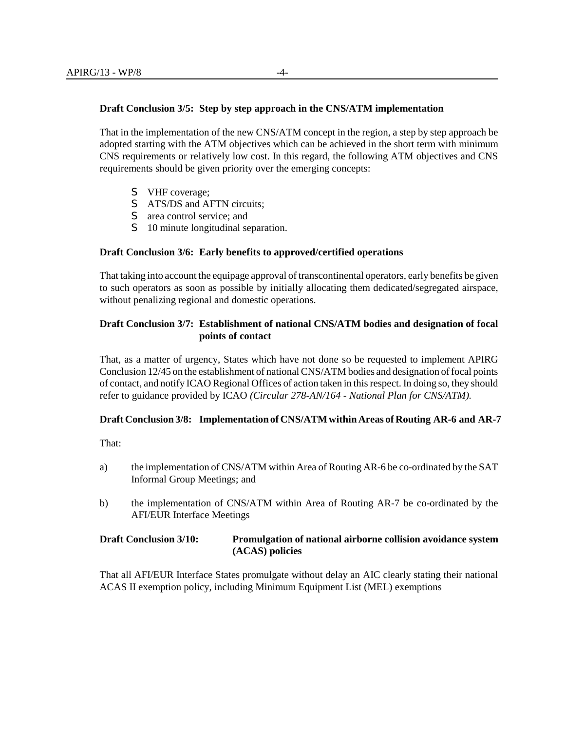**Draft Conclusion 3/5: Step by step approach in the CNS/ATM implementation**

That in the implementation of the new CNS/ATM concept in the region, a step by step approach be adopted starting with the ATM objectives which can be achieved in the short term with minimum CNS requirements or relatively low cost. In this regard, the following ATM objectives and CNS requirements should be given priority over the emerging concepts:

- VHF coverage;
- ATS/DS and AFTN circuits;
- area control service; and
- 10 minute longitudinal separation.

**Draft Conclusion 3/6: Early benefits to approved/certified operations**

That taking into account the equipage approval of transcontinental operators, early benefits be given to such operators as soon as possible by initially allocating them dedicated/segregated airspace, without penalizing regional and domestic operations.

**Draft Conclusion 3/7: Establishment of national CNS/ATM bodies and designation of focal points of contact**

That, as a matter of urgency, States which have not done so be requested to implement APIRG Conclusion 12/45 on the establishment of national CNS/ATM bodies and designation of focal points of contact, and notify ICAO Regional Offices of action taken in this respect. In doing so, they should refer to guidance provided by ICAO *(Circular 278-AN/164 - National Plan for CNS/ATM).*

**Draft Conclusion 3/8: Implementation of CNS/ATM within Areas of Routing AR-6 and AR-7**

That:

a) the implementation of CNS/ATM within Area of Routing AR-6 be co-ordinated by the SAT Informal Group Meetings; and

b) the implementation of CNS/ATM within Area of Routing AR-7 be co-ordinated by the AFI/EUR Interface Meetings

**Draft Conclusion 3/10: Promulgation of national airborne collision avoidance system (ACAS) policies**

That all AFI/EUR Interface States promulgate without delay an AIC clearly stating their national ACAS II exemption policy, including Minimum Equipment List (MEL) exemptions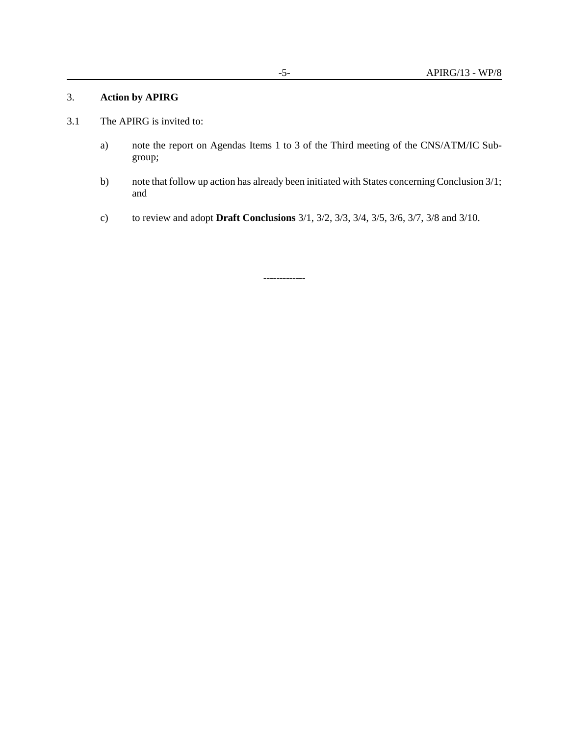## 3. **Action by APIRG**

3.1 The APIRG is invited to:

a) note the report on Agendas Items 1 to 3 of the Third meeting of the CNS/ATM/IC Sub-group;

b) note that follow up action has already been initiated with States concerning Conclusion 3/1; and

c) to review and adopt **Draft Conclusions** 3/1, 3/2, 3/3, 3/4, 3/5, 3/6, 3/7, 3/8 and 3/10.

-------------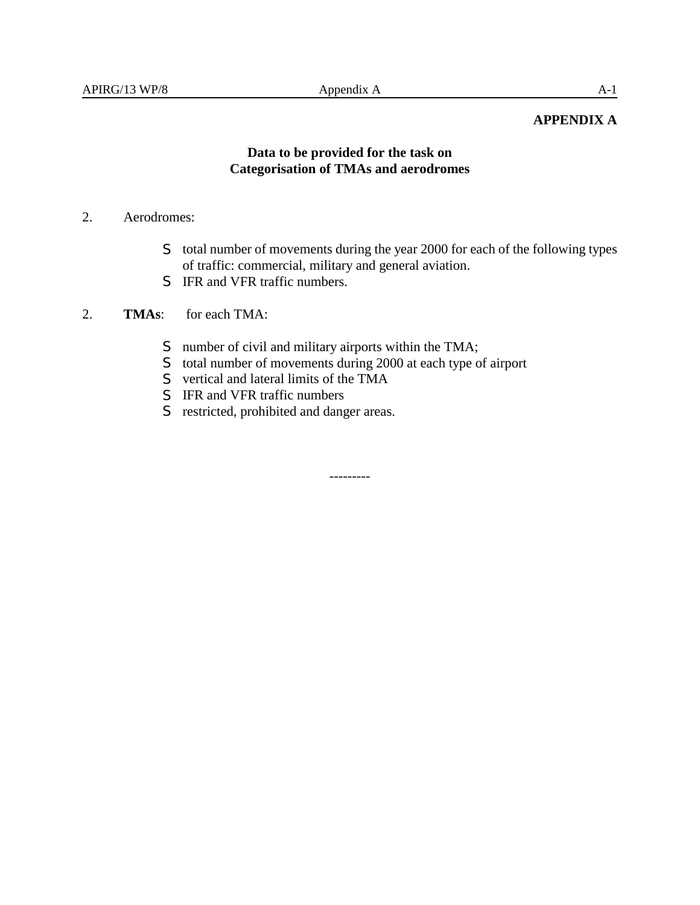**APPENDIX A**

**Data to be provided for the task on**
**Categorisation of TMAs and aerodromes**

2. Aerodromes:

- total number of movements during the year 2000 for each of the following types of traffic: commercial, military and general aviation.
- IFR and VFR traffic numbers.

2. **TMAs**: for each TMA:

- number of civil and military airports within the TMA;
- total number of movements during 2000 at each type of airport
- vertical and lateral limits of the TMA
- IFR and VFR traffic numbers
- restricted, prohibited and danger areas.

---------